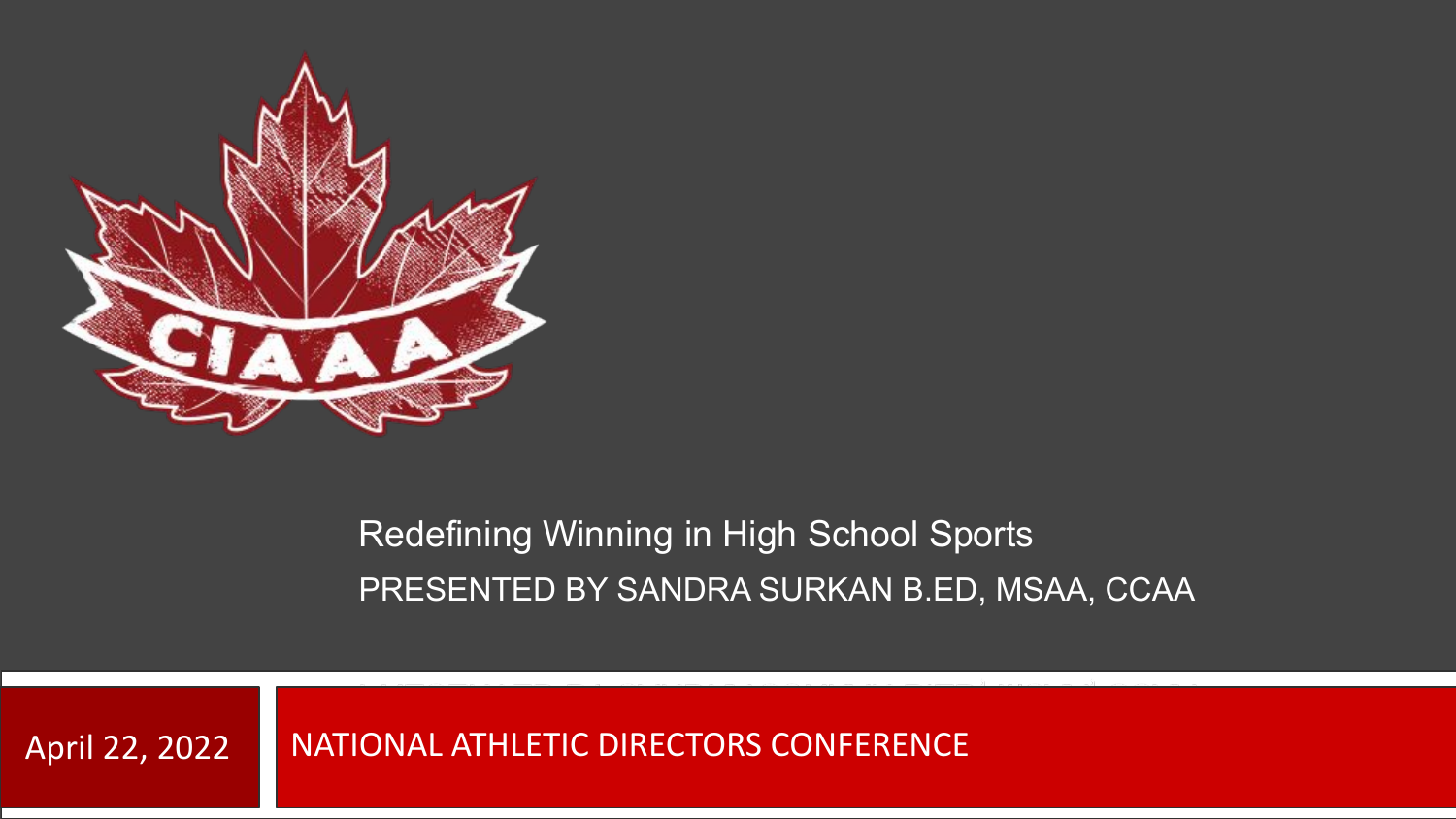# Redefining Winning in High School Sports

PRESENTED BY SANDRA SURKAN B.ED, MSAA, CCAA

April 22, 2022

NATIONAL ATHLETIC DIRECTORS CONFERENCE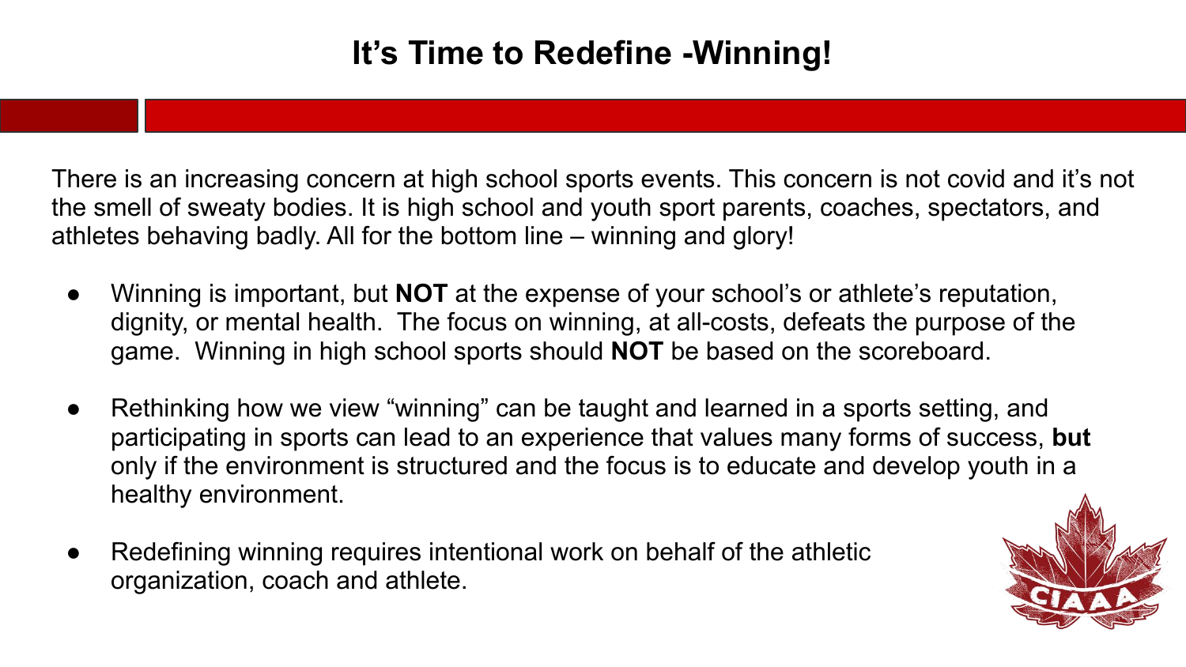# It's Time to Redefine -Winning!

There is an increasing concern at high school sports events. This concern is not covid and it's not the smell of sweaty bodies. It is high school and youth sport parents, coaches, spectators, and athletes behaving badly. All for the bottom line – winning and glory!

- Winning is important, but **NOT** at the expense of your school's or athlete's reputation, dignity, or mental health. The focus on winning, at all-costs, defeats the purpose of the game. Winning in high school sports should **NOT** be based on the scoreboard.

- Rethinking how we view "winning" can be taught and learned in a sports setting, and participating in sports can lead to an experience that values many forms of success, **but** only if the environment is structured and the focus is to educate and develop youth in a healthy environment.

- Redefining winning requires intentional work on behalf of the athletic organization, coach and athlete.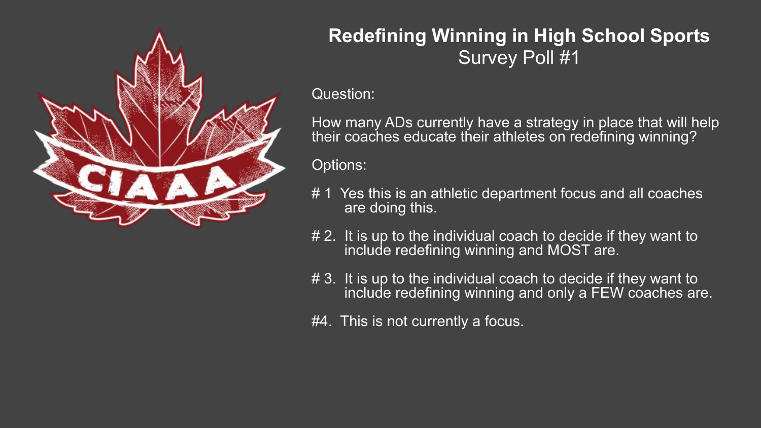# Redefining Winning in High School Sports

## Survey Poll #1

Question:

How many ADs currently have a strategy in place that will help their coaches educate their athletes on redefining winning?

Options:

# 1 Yes this is an athletic department focus and all coaches are doing this.

# 2. It is up to the individual coach to decide if they want to include redefining winning and MOST are.

# 3. It is up to the individual coach to decide if they want to include redefining winning and only a FEW coaches are.

#4. This is not currently a focus.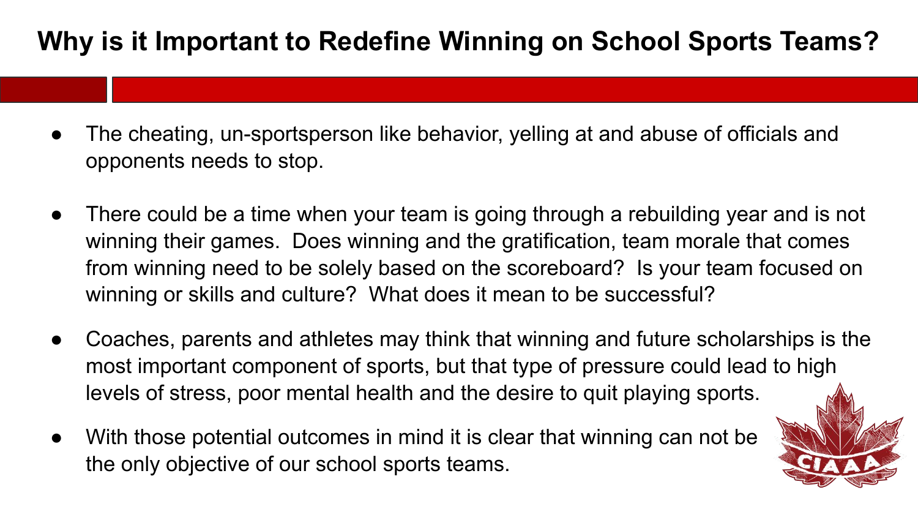# Why is it Important to Redefine Winning on School Sports Teams?

- The cheating, un-sportsperson like behavior, yelling at and abuse of officials and opponents needs to stop.
- There could be a time when your team is going through a rebuilding year and is not winning their games. Does winning and the gratification, team morale that comes from winning need to be solely based on the scoreboard? Is your team focused on winning or skills and culture? What does it mean to be successful?
- Coaches, parents and athletes may think that winning and future scholarships is the most important component of sports, but that type of pressure could lead to high levels of stress, poor mental health and the desire to quit playing sports.
- With those potential outcomes in mind it is clear that winning can not be the only objective of our school sports teams.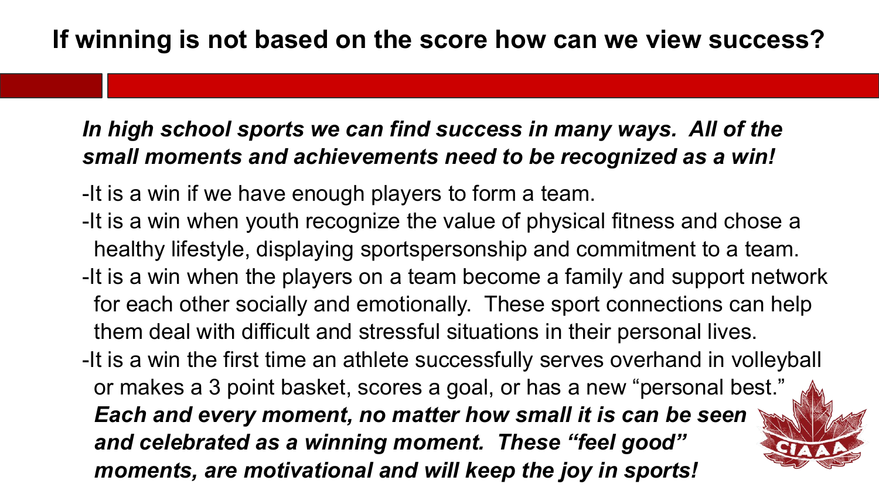# If winning is not based on the score how can we view success?

***In high school sports we can find success in many ways. All of the small moments and achievements need to be recognized as a win!***

-It is a win if we have enough players to form a team.

-It is a win when youth recognize the value of physical fitness and chose a healthy lifestyle, displaying sportspersonship and commitment to a team.

-It is a win when the players on a team become a family and support network for each other socially and emotionally. These sport connections can help them deal with difficult and stressful situations in their personal lives.

-It is a win the first time an athlete successfully serves overhand in volleyball or makes a 3 point basket, scores a goal, or has a new "personal best." ***Each and every moment, no matter how small it is can be seen and celebrated as a winning moment. These "feel good" moments, are motivational and will keep the joy in sports!***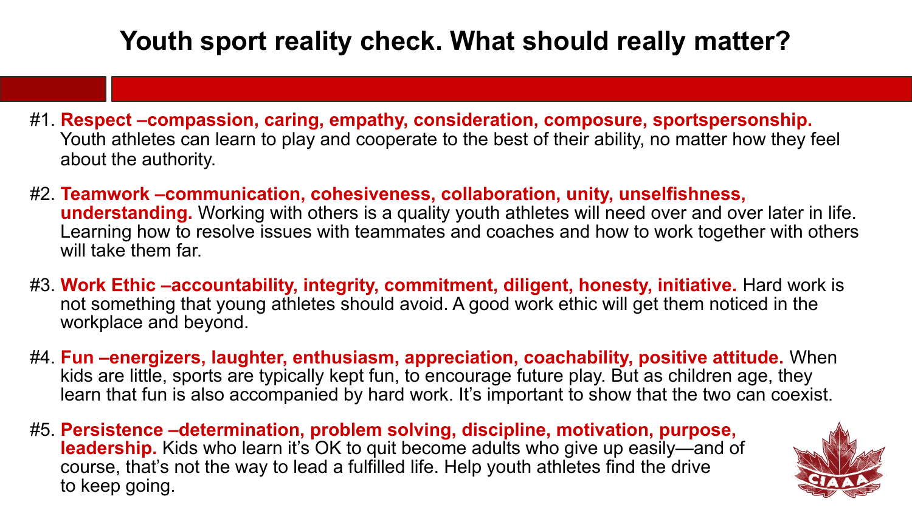# Youth sport reality check. What should really matter?

#1. **Respect –compassion, caring, empathy, consideration, composure, sportspersonship.** Youth athletes can learn to play and cooperate to the best of their ability, no matter how they feel about the authority.

#2. **Teamwork –communication, cohesiveness, collaboration, unity, unselfishness, understanding.** Working with others is a quality youth athletes will need over and over later in life. Learning how to resolve issues with teammates and coaches and how to work together with others will take them far.

#3. **Work Ethic –accountability, integrity, commitment, diligent, honesty, initiative.** Hard work is not something that young athletes should avoid. A good work ethic will get them noticed in the workplace and beyond.

#4. **Fun –energizers, laughter, enthusiasm, appreciation, coachability, positive attitude.** When kids are little, sports are typically kept fun, to encourage future play. But as children age, they learn that fun is also accompanied by hard work. It's important to show that the two can coexist.

#5. **Persistence –determination, problem solving, discipline, motivation, purpose, leadership.** Kids who learn it's OK to quit become adults who give up easily—and of course, that's not the way to lead a fulfilled life. Help youth athletes find the drive to keep going.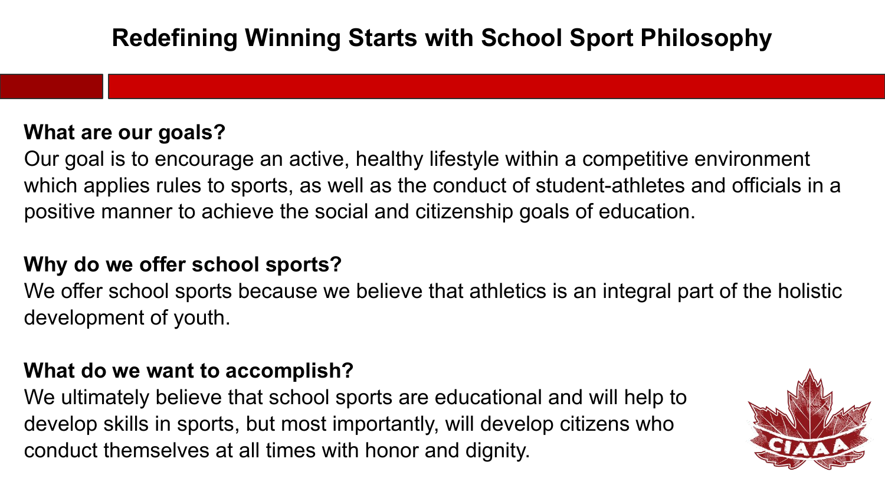# Redefining Winning Starts with School Sport Philosophy

**What are our goals?**

Our goal is to encourage an active, healthy lifestyle within a competitive environment which applies rules to sports, as well as the conduct of student-athletes and officials in a positive manner to achieve the social and citizenship goals of education.

**Why do we offer school sports?**

We offer school sports because we believe that athletics is an integral part of the holistic development of youth.

**What do we want to accomplish?**

We ultimately believe that school sports are educational and will help to develop skills in sports, but most importantly, will develop citizens who conduct themselves at all times with honor and dignity.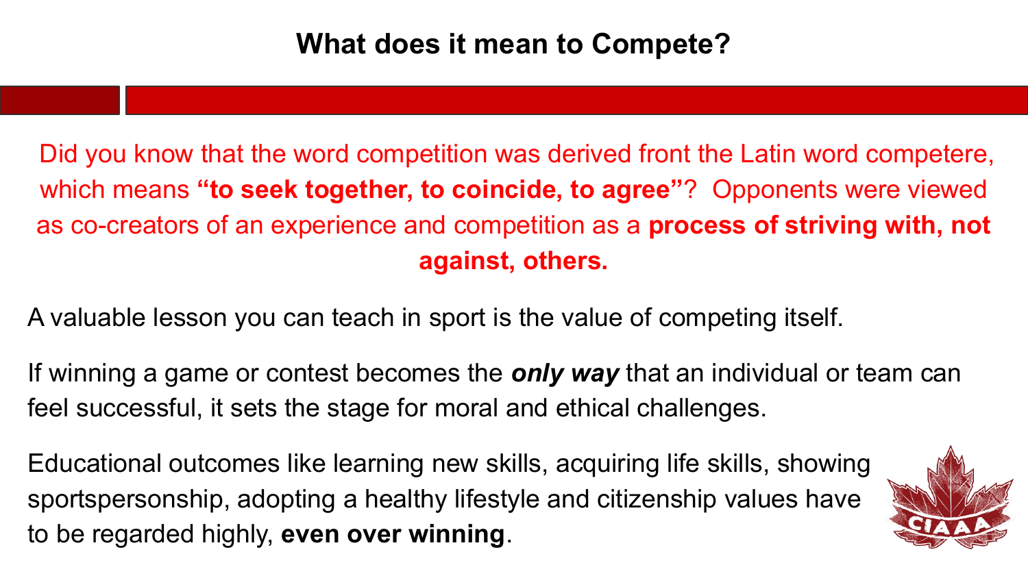# What does it mean to Compete?

Did you know that the word competition was derived front the Latin word competere, which means **"to seek together, to coincide, to agree"**? Opponents were viewed as co-creators of an experience and competition as a **process of striving with, not against, others.**

A valuable lesson you can teach in sport is the value of competing itself.

If winning a game or contest becomes the ***only way*** that an individual or team can feel successful, it sets the stage for moral and ethical challenges.

Educational outcomes like learning new skills, acquiring life skills, showing sportspersonship, adopting a healthy lifestyle and citizenship values have to be regarded highly, **even over winning**.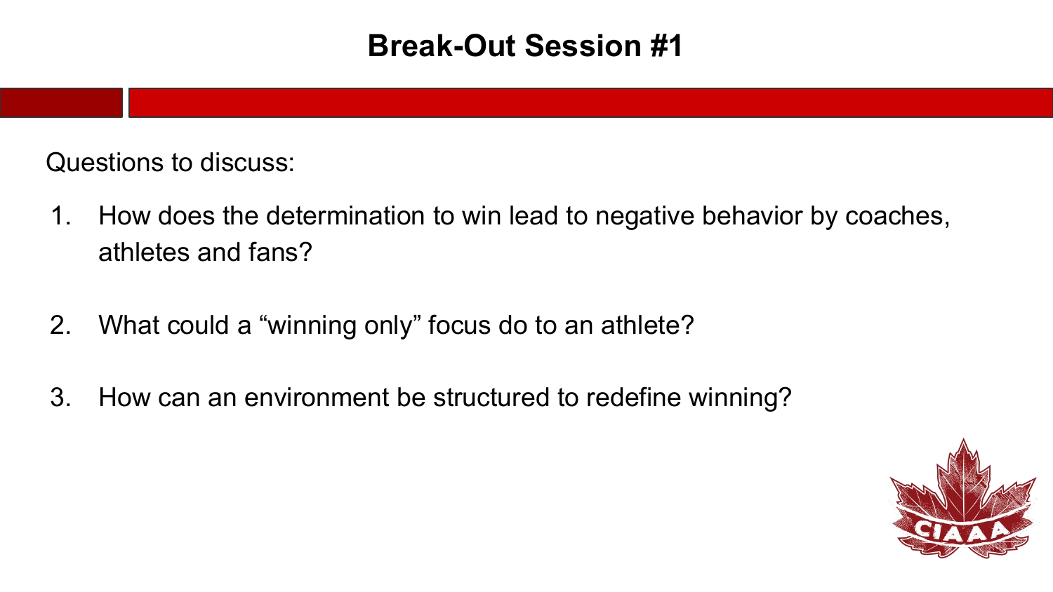# Break-Out Session #1

Questions to discuss:

1. How does the determination to win lead to negative behavior by coaches, athletes and fans?
2. What could a "winning only" focus do to an athlete?
3. How can an environment be structured to redefine winning?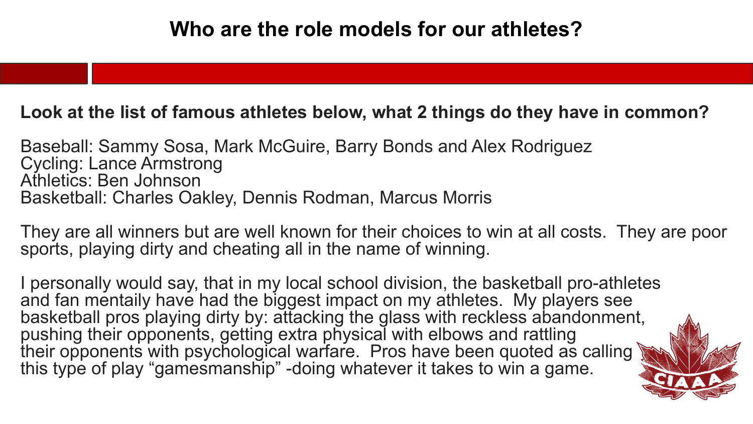# Who are the role models for our athletes?

**Look at the list of famous athletes below, what 2 things do they have in common?**

Baseball: Sammy Sosa, Mark McGuire, Barry Bonds and Alex Rodriguez
Cycling: Lance Armstrong
Athletics: Ben Johnson
Basketball: Charles Oakley, Dennis Rodman, Marcus Morris

They are all winners but are well known for their choices to win at all costs. They are poor sports, playing dirty and cheating all in the name of winning.

I personally would say, that in my local school division, the basketball pro-athletes and fan mentaily have had the biggest impact on my athletes. My players see basketball pros playing dirty by: attacking the glass with reckless abandonment, pushing their opponents, getting extra physical with elbows and rattling their opponents with psychological warfare. Pros have been quoted as calling this type of play "gamesmanship" -doing whatever it takes to win a game.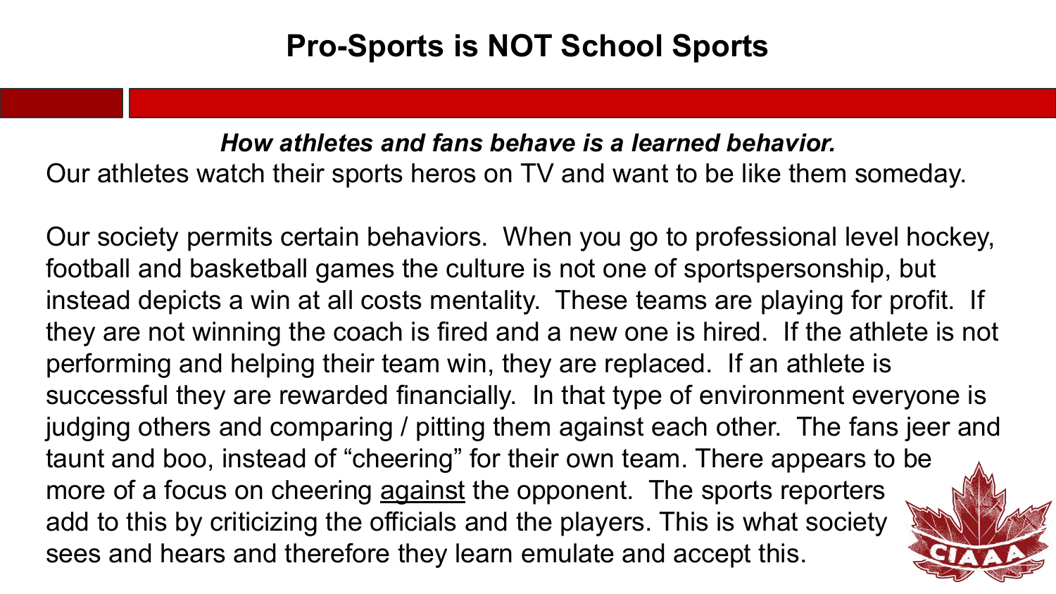# Pro-Sports is NOT School Sports

***How athletes and fans behave is a learned behavior.***

Our athletes watch their sports heros on TV and want to be like them someday.

Our society permits certain behaviors. When you go to professional level hockey, football and basketball games the culture is not one of sportspersonship, but instead depicts a win at all costs mentality. These teams are playing for profit. If they are not winning the coach is fired and a new one is hired. If the athlete is not performing and helping their team win, they are replaced. If an athlete is successful they are rewarded financially. In that type of environment everyone is judging others and comparing / pitting them against each other. The fans jeer and taunt and boo, instead of "cheering" for their own team. There appears to be more of a focus on cheering <u>against</u> the opponent. The sports reporters add to this by criticizing the officials and the players. This is what society sees and hears and therefore they learn emulate and accept this.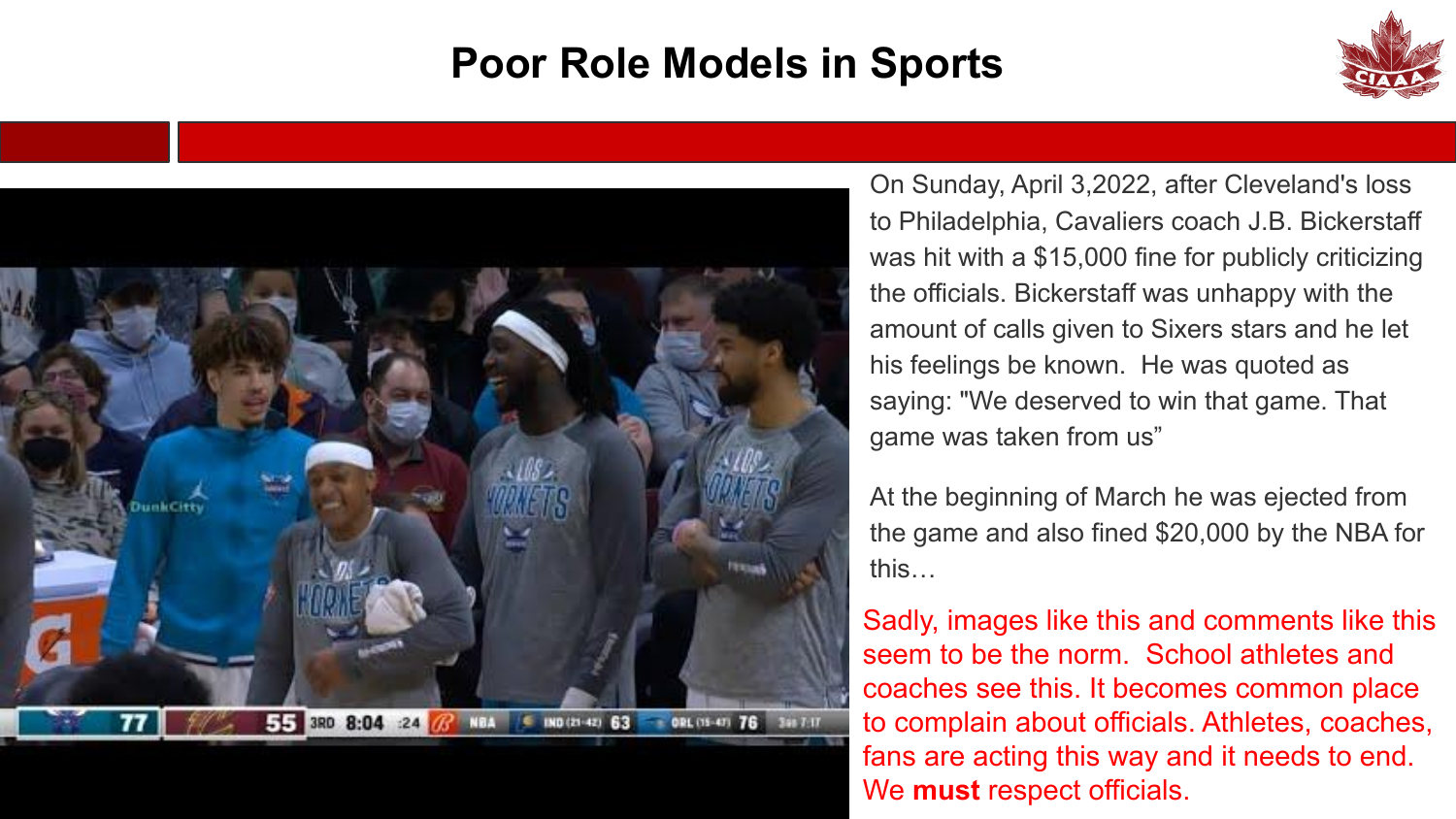# Poor Role Models in Sports

On Sunday, April 3,2022, after Cleveland's loss to Philadelphia, Cavaliers coach J.B. Bickerstaff was hit with a $15,000 fine for publicly criticizing the officials. Bickerstaff was unhappy with the amount of calls given to Sixers stars and he let his feelings be known.  He was quoted as saying: "We deserved to win that game. That game was taken from us"

At the beginning of March he was ejected from the game and also fined $20,000 by the NBA for this…

Sadly, images like this and comments like this seem to be the norm.  School athletes and coaches see this. It becomes common place to complain about officials. Athletes, coaches, fans are acting this way and it needs to end. We **must** respect officials.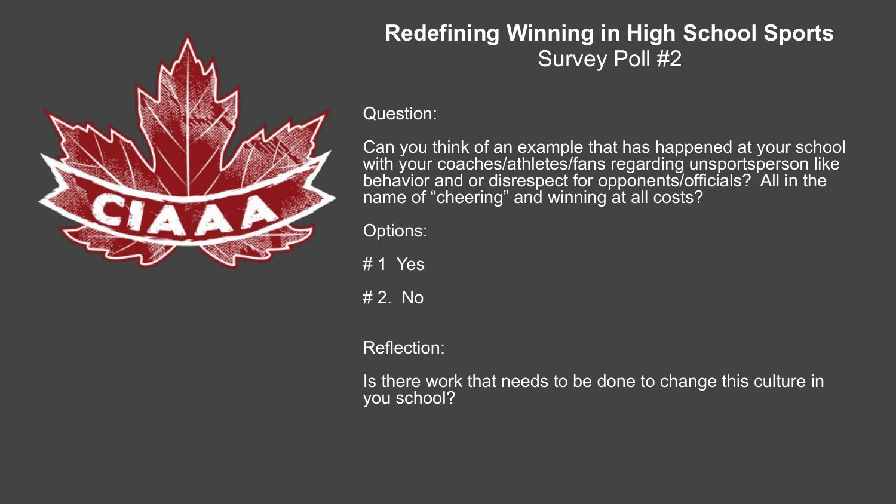# Redefining Winning in High School Sports

## Survey Poll #2

Question:

Can you think of an example that has happened at your school with your coaches/athletes/fans regarding unsportsperson like behavior and or disrespect for opponents/officials? All in the name of "cheering" and winning at all costs?

Options:

# 1 Yes

# 2. No

Reflection:

Is there work that needs to be done to change this culture in you school?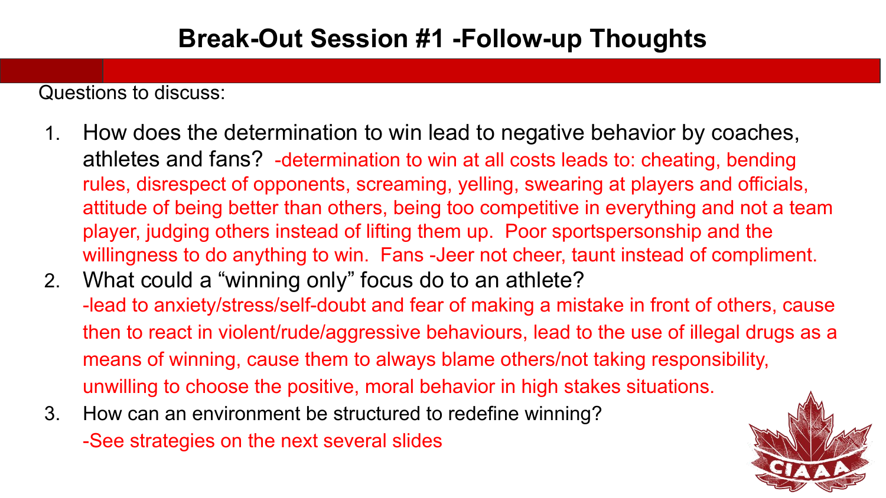# Break-Out Session #1 -Follow-up Thoughts

Questions to discuss:

1. How does the determination to win lead to negative behavior by coaches, athletes and fans? -determination to win at all costs leads to: cheating, bending rules, disrespect of opponents, screaming, yelling, swearing at players and officials, attitude of being better than others, being too competitive in everything and not a team player, judging others instead of lifting them up. Poor sportspersonship and the willingness to do anything to win. Fans -Jeer not cheer, taunt instead of compliment.
2. What could a "winning only" focus do to an athlete?
   -lead to anxiety/stress/self-doubt and fear of making a mistake in front of others, cause then to react in violent/rude/aggressive behaviours, lead to the use of illegal drugs as a means of winning, cause them to always blame others/not taking responsibility, unwilling to choose the positive, moral behavior in high stakes situations.
3. How can an environment be structured to redefine winning?
   -See strategies on the next several slides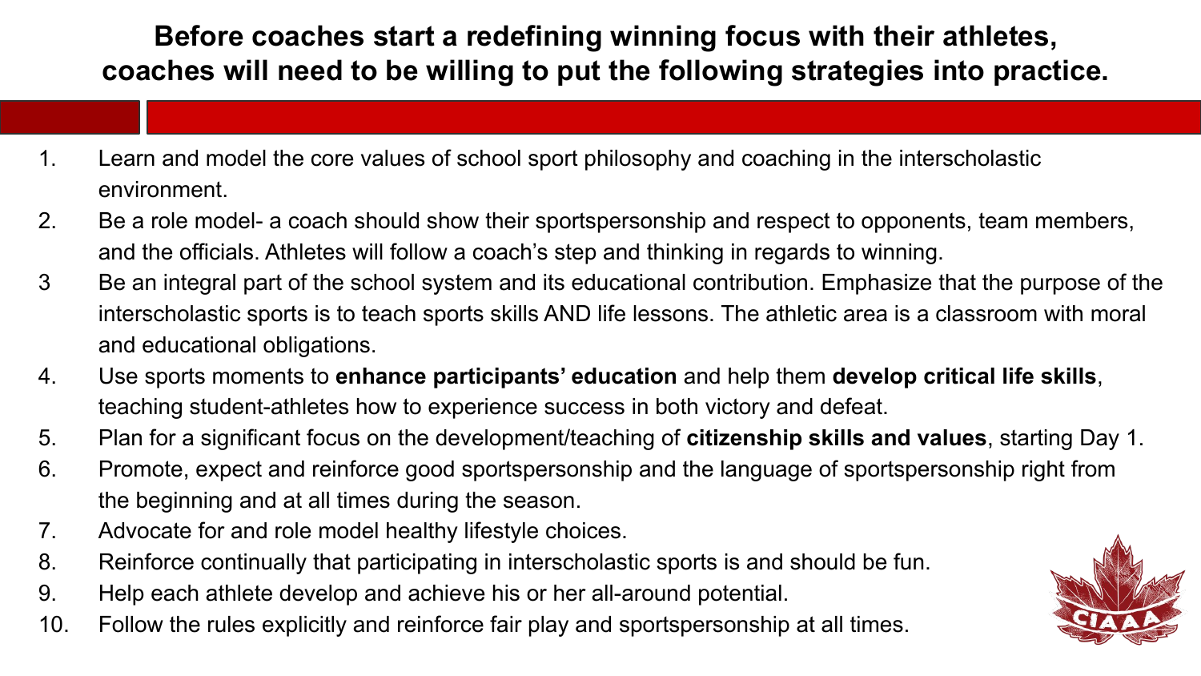# Before coaches start a redefining winning focus with their athletes, coaches will need to be willing to put the following strategies into practice.

1. Learn and model the core values of school sport philosophy and coaching in the interscholastic environment.
2. Be a role model- a coach should show their sportspersonship and respect to opponents, team members, and the officials. Athletes will follow a coach's step and thinking in regards to winning.
3. Be an integral part of the school system and its educational contribution. Emphasize that the purpose of the interscholastic sports is to teach sports skills AND life lessons. The athletic area is a classroom with moral and educational obligations.
4. Use sports moments to **enhance participants' education** and help them **develop critical life skills**, teaching student-athletes how to experience success in both victory and defeat.
5. Plan for a significant focus on the development/teaching of **citizenship skills and values**, starting Day 1.
6. Promote, expect and reinforce good sportspersonship and the language of sportspersonship right from the beginning and at all times during the season.
7. Advocate for and role model healthy lifestyle choices.
8. Reinforce continually that participating in interscholastic sports is and should be fun.
9. Help each athlete develop and achieve his or her all-around potential.
10. Follow the rules explicitly and reinforce fair play and sportspersonship at all times.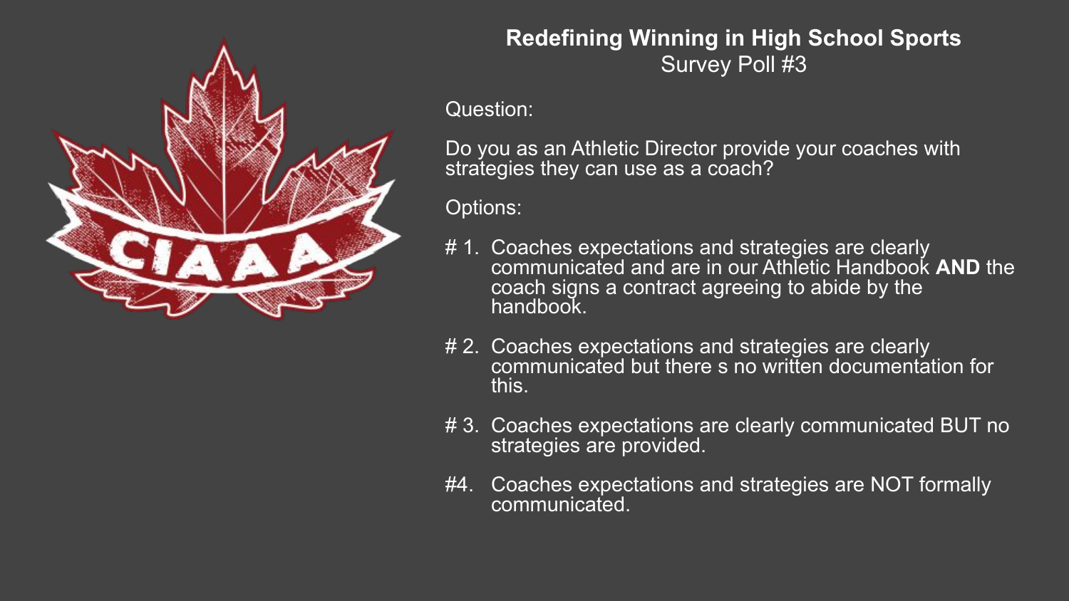## Redefining Winning in High School Sports

Survey Poll #3

Question:

Do you as an Athletic Director provide your coaches with strategies they can use as a coach?

Options:

# 1. Coaches expectations and strategies are clearly communicated and are in our Athletic Handbook **AND** the coach signs a contract agreeing to abide by the handbook.

# 2. Coaches expectations and strategies are clearly communicated but there s no written documentation for this.

# 3. Coaches expectations are clearly communicated BUT no strategies are provided.

#4. Coaches expectations and strategies are NOT formally communicated.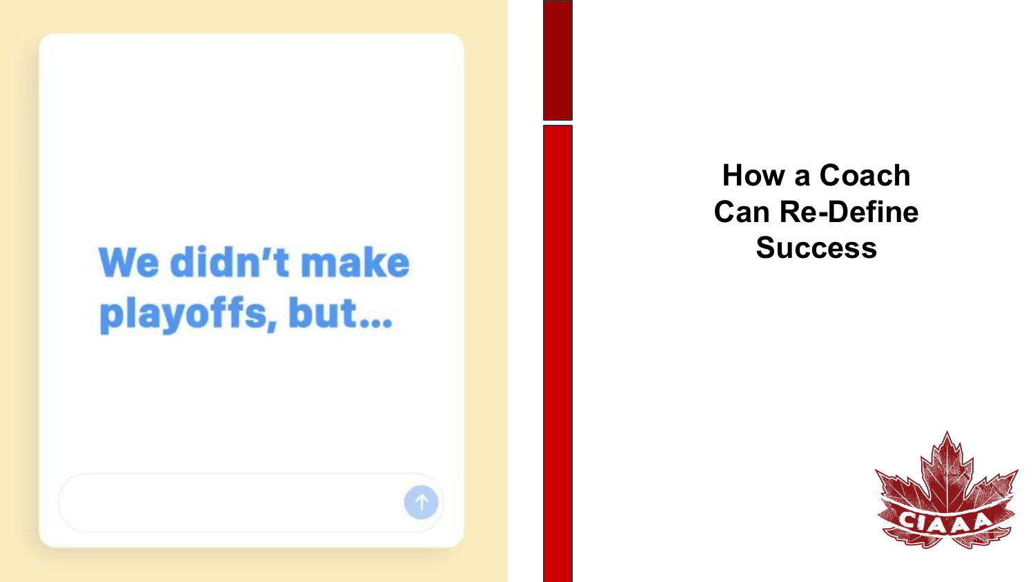We didn't make playoffs, but...

## How a Coach Can Re-Define Success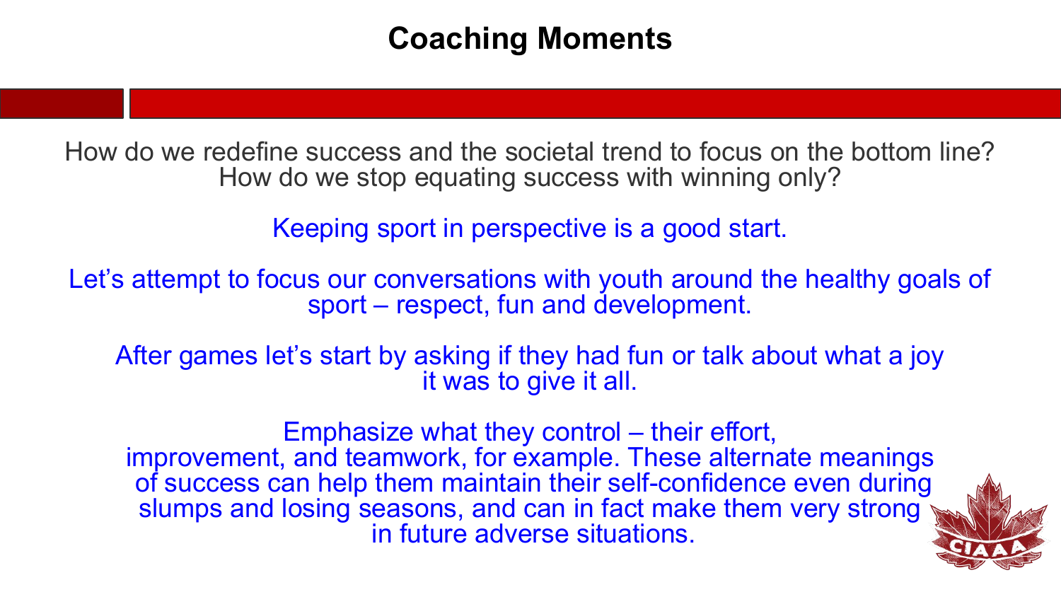# Coaching Moments

How do we redefine success and the societal trend to focus on the bottom line? How do we stop equating success with winning only?

Keeping sport in perspective is a good start.

Let's attempt to focus our conversations with youth around the healthy goals of sport – respect, fun and development.

After games let's start by asking if they had fun or talk about what a joy it was to give it all.

Emphasize what they control – their effort, improvement, and teamwork, for example. These alternate meanings of success can help them maintain their self-confidence even during slumps and losing seasons, and can in fact make them very strong in future adverse situations.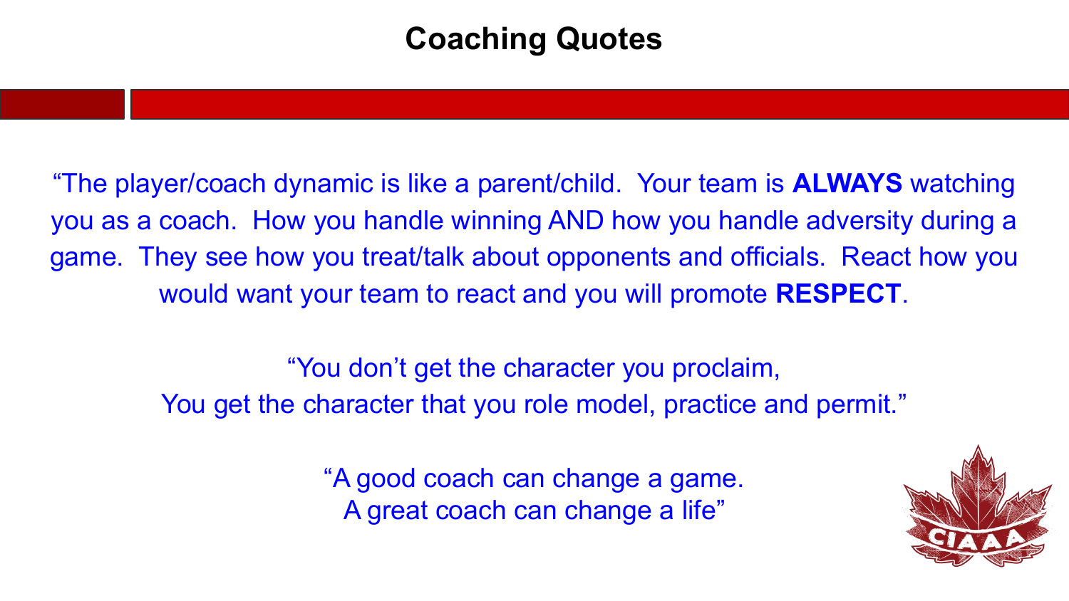# Coaching Quotes

"The player/coach dynamic is like a parent/child. Your team is **ALWAYS** watching you as a coach. How you handle winning AND how you handle adversity during a game. They see how you treat/talk about opponents and officials. React how you would want your team to react and you will promote **RESPECT**.

"You don't get the character you proclaim,
You get the character that you role model, practice and permit."

"A good coach can change a game.
A great coach can change a life"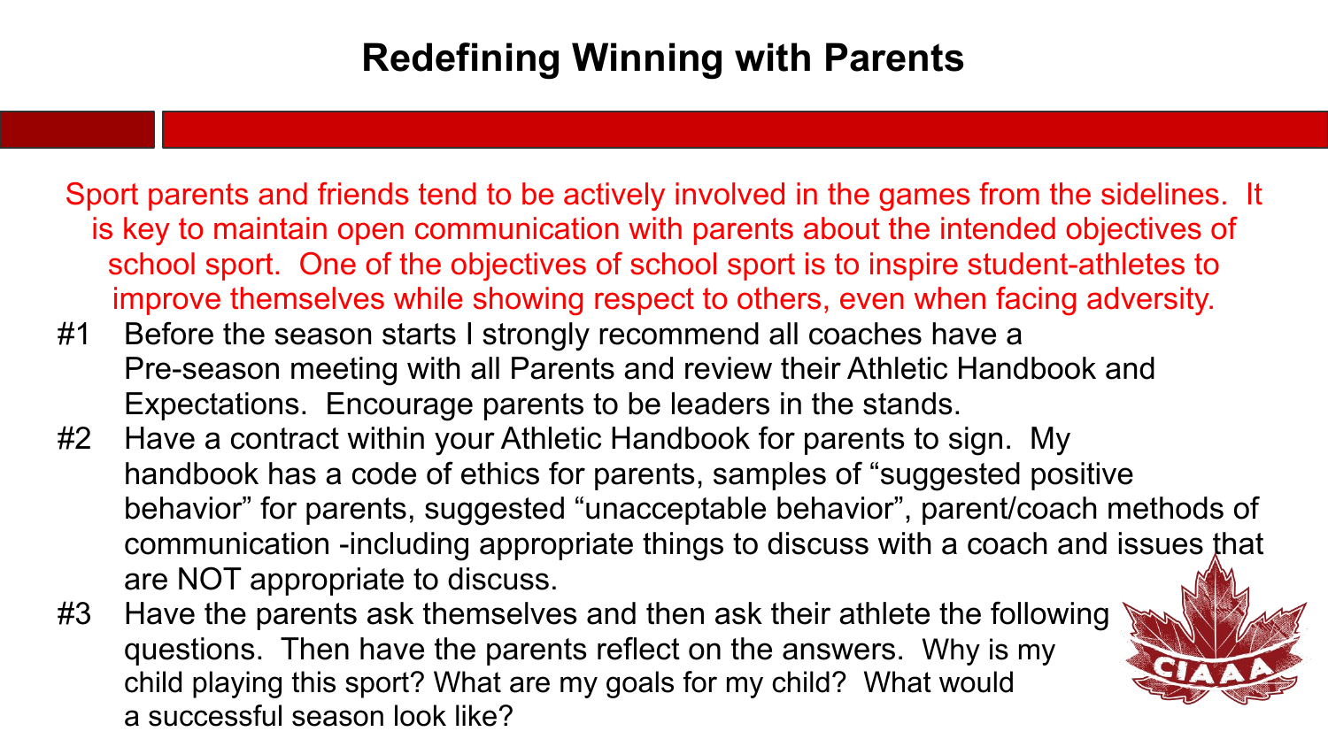# Redefining Winning with Parents

Sport parents and friends tend to be actively involved in the games from the sidelines. It is key to maintain open communication with parents about the intended objectives of school sport. One of the objectives of school sport is to inspire student-athletes to improve themselves while showing respect to others, even when facing adversity.

#1 Before the season starts I strongly recommend all coaches have a Pre-season meeting with all Parents and review their Athletic Handbook and Expectations. Encourage parents to be leaders in the stands.

#2 Have a contract within your Athletic Handbook for parents to sign. My handbook has a code of ethics for parents, samples of "suggested positive behavior" for parents, suggested "unacceptable behavior", parent/coach methods of communication -including appropriate things to discuss with a coach and issues that are NOT appropriate to discuss.

#3 Have the parents ask themselves and then ask their athlete the following questions. Then have the parents reflect on the answers. Why is my child playing this sport? What are my goals for my child? What would a successful season look like?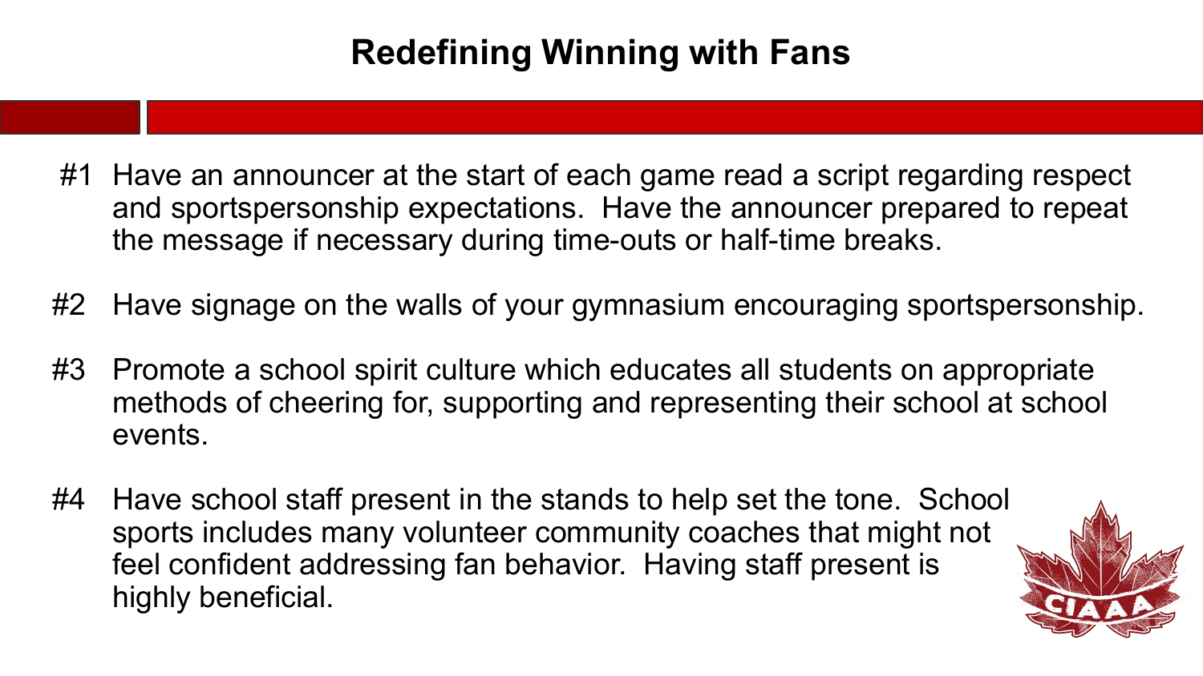# Redefining Winning with Fans

#1 Have an announcer at the start of each game read a script regarding respect and sportspersonship expectations. Have the announcer prepared to repeat the message if necessary during time-outs or half-time breaks.

#2 Have signage on the walls of your gymnasium encouraging sportspersonship.

#3 Promote a school spirit culture which educates all students on appropriate methods of cheering for, supporting and representing their school at school events.

#4 Have school staff present in the stands to help set the tone. School sports includes many volunteer community coaches that might not feel confident addressing fan behavior. Having staff present is highly beneficial.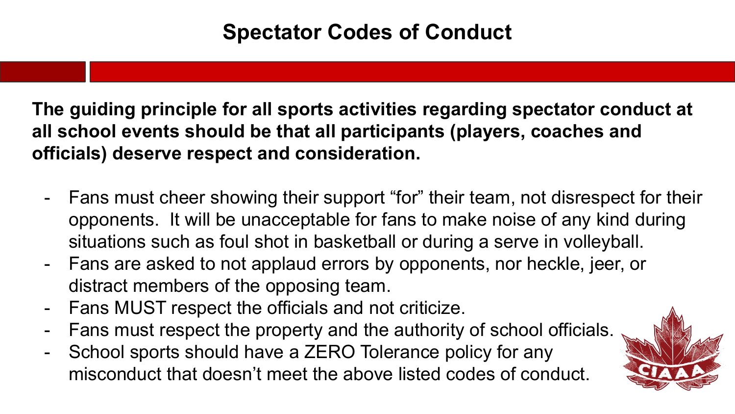# Spectator Codes of Conduct

**The guiding principle for all sports activities regarding spectator conduct at all school events should be that all participants (players, coaches and officials) deserve respect and consideration.**

- Fans must cheer showing their support "for" their team, not disrespect for their opponents. It will be unacceptable for fans to make noise of any kind during situations such as foul shot in basketball or during a serve in volleyball.
- Fans are asked to not applaud errors by opponents, nor heckle, jeer, or distract members of the opposing team.
- Fans MUST respect the officials and not criticize.
- Fans must respect the property and the authority of school officials.
- School sports should have a ZERO Tolerance policy for any misconduct that doesn't meet the above listed codes of conduct.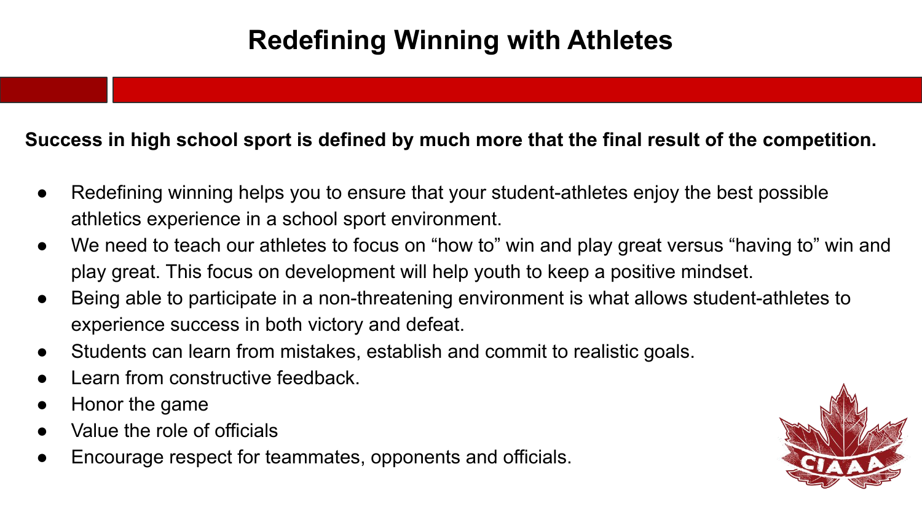# Redefining Winning with Athletes

**Success in high school sport is defined by much more that the final result of the competition.**

- Redefining winning helps you to ensure that your student-athletes enjoy the best possible athletics experience in a school sport environment.
- We need to teach our athletes to focus on "how to" win and play great versus "having to" win and play great. This focus on development will help youth to keep a positive mindset.
- Being able to participate in a non-threatening environment is what allows student-athletes to experience success in both victory and defeat.
- Students can learn from mistakes, establish and commit to realistic goals.
- Learn from constructive feedback.
- Honor the game
- Value the role of officials
- Encourage respect for teammates, opponents and officials.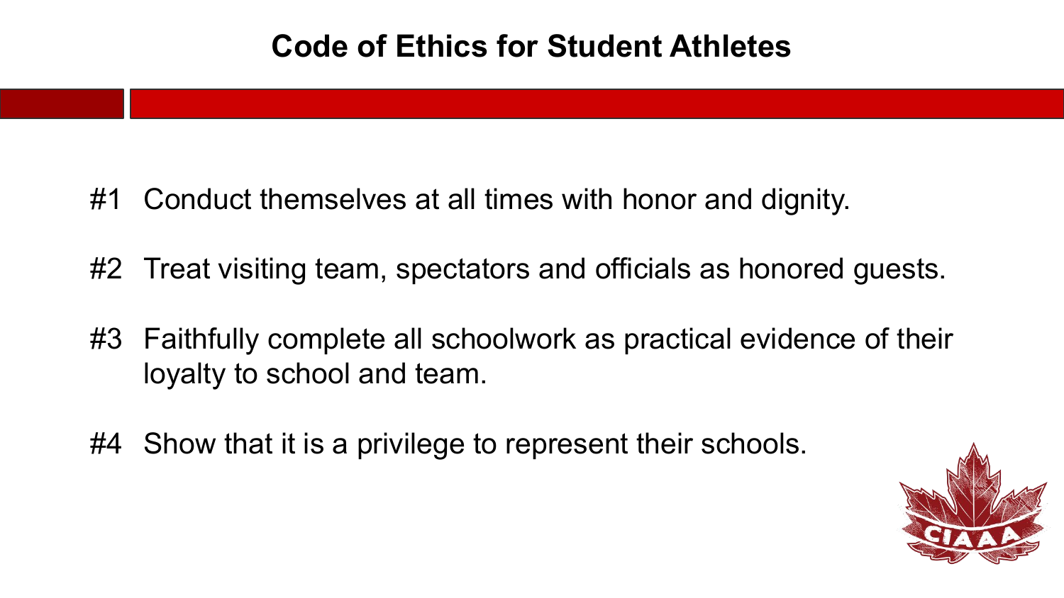## Code of Ethics for Student Athletes

#1 Conduct themselves at all times with honor and dignity.

#2 Treat visiting team, spectators and officials as honored guests.

#3 Faithfully complete all schoolwork as practical evidence of their loyalty to school and team.

#4 Show that it is a privilege to represent their schools.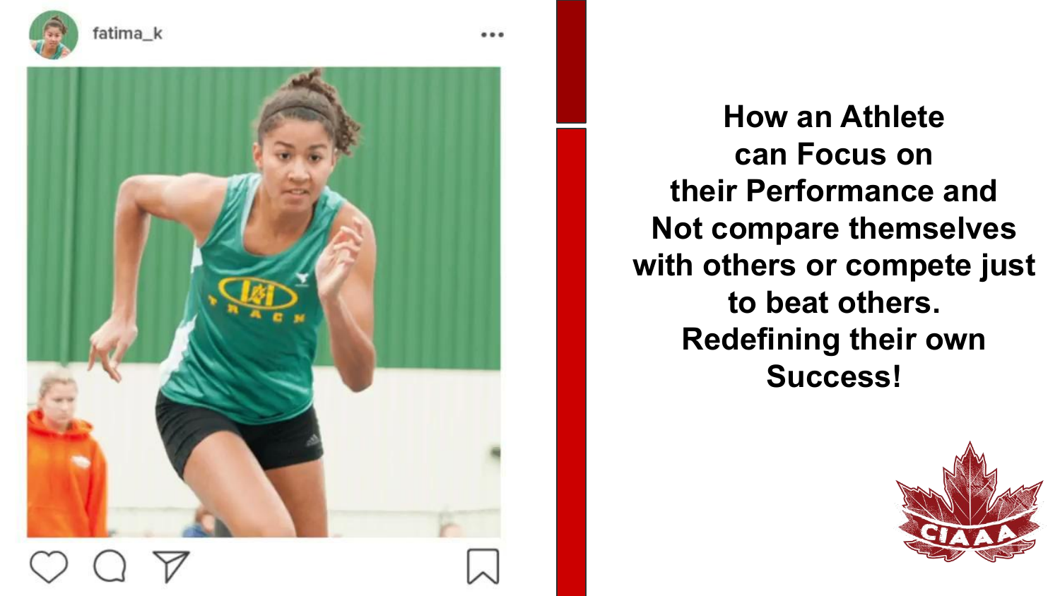fatima_k

**How an Athlete can Focus on their Performance and Not compare themselves with others or compete just to beat others. Redefining their own Success!**

CIAAA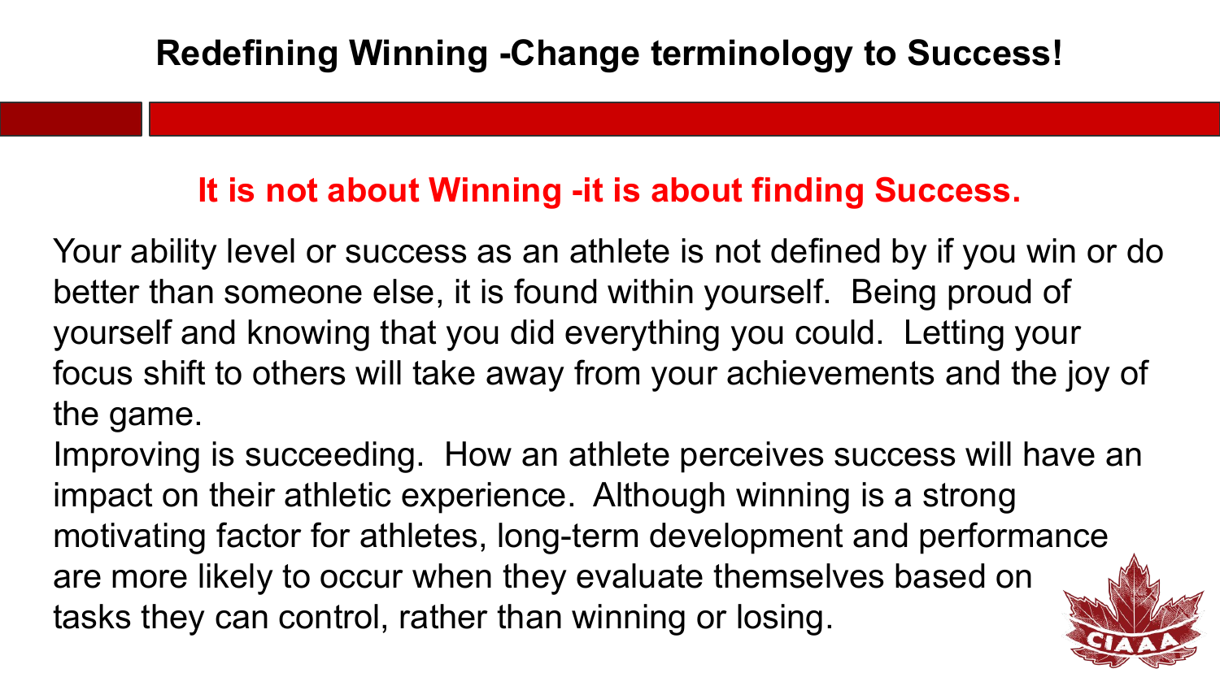# Redefining Winning -Change terminology to Success!

**It is not about Winning -it is about finding Success.**

Your ability level or success as an athlete is not defined by if you win or do better than someone else, it is found within yourself. Being proud of yourself and knowing that you did everything you could. Letting your focus shift to others will take away from your achievements and the joy of the game.

Improving is succeeding. How an athlete perceives success will have an impact on their athletic experience. Although winning is a strong motivating factor for athletes, long-term development and performance are more likely to occur when they evaluate themselves based on tasks they can control, rather than winning or losing.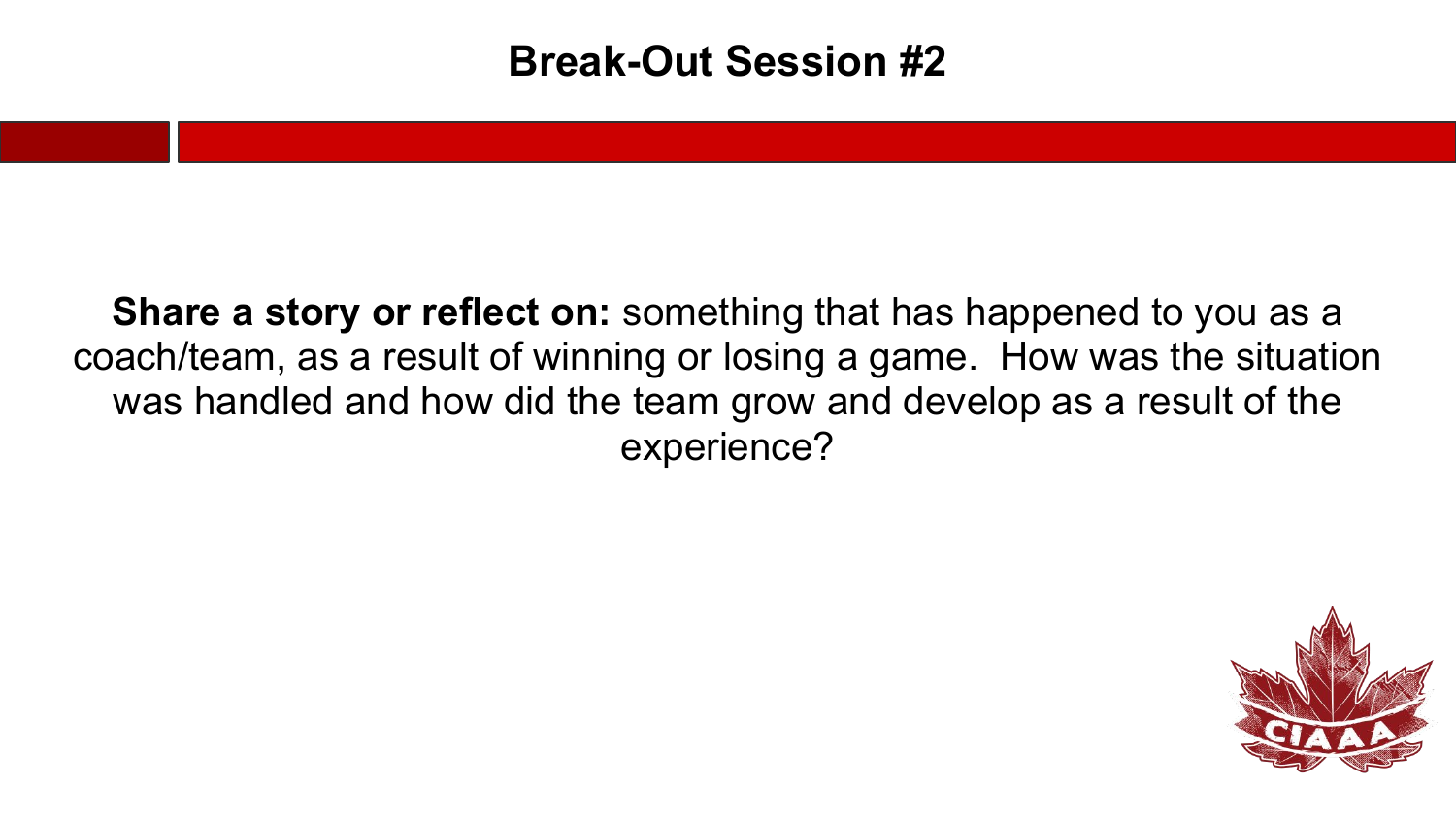# Break-Out Session #2

**Share a story or reflect on:** something that has happened to you as a coach/team, as a result of winning or losing a game. How was the situation was handled and how did the team grow and develop as a result of the experience?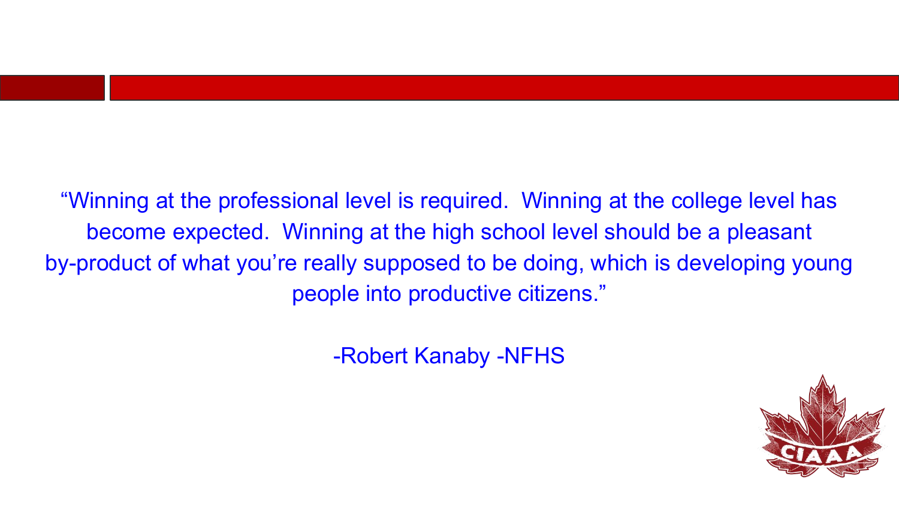"Winning at the professional level is required.  Winning at the college level has become expected.  Winning at the high school level should be a pleasant by-product of what you're really supposed to be doing, which is developing young people into productive citizens."

-Robert Kanaby -NFHS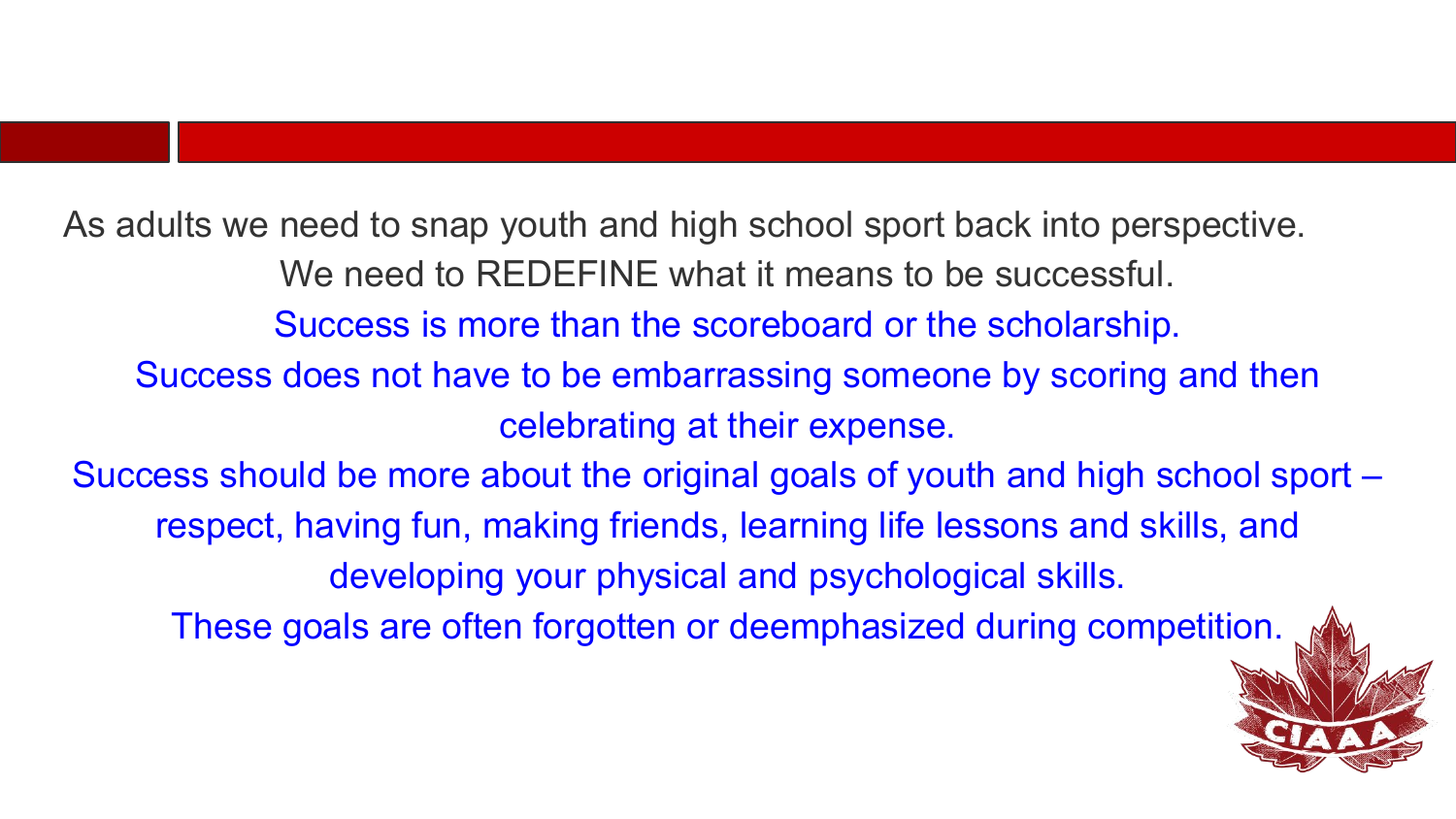As adults we need to snap youth and high school sport back into perspective.

We need to REDEFINE what it means to be successful.

Success is more than the scoreboard or the scholarship.

Success does not have to be embarrassing someone by scoring and then celebrating at their expense.

Success should be more about the original goals of youth and high school sport – respect, having fun, making friends, learning life lessons and skills, and developing your physical and psychological skills.

These goals are often forgotten or deemphasized during competition.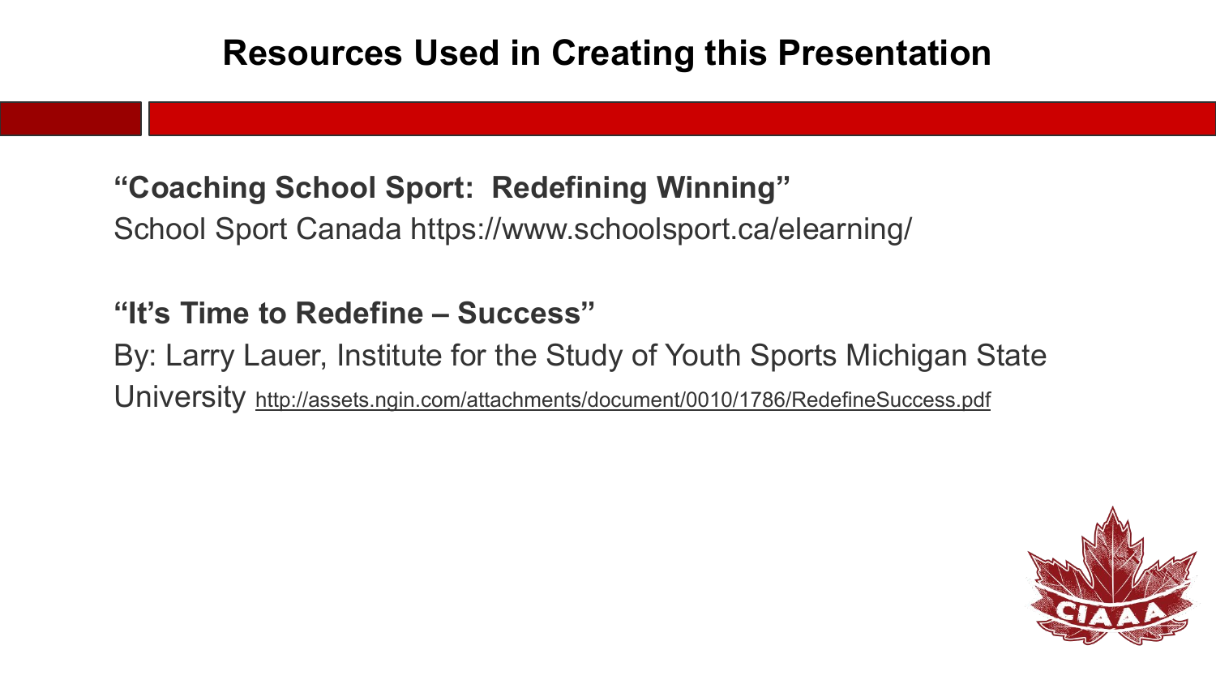# Resources Used in Creating this Presentation

**"Coaching School Sport:  Redefining Winning"**
School Sport Canada https://www.schoolsport.ca/elearning/

**"It's Time to Redefine – Success"**
By: Larry Lauer, Institute for the Study of Youth Sports Michigan State University http://assets.ngin.com/attachments/document/0010/1786/RedefineSuccess.pdf